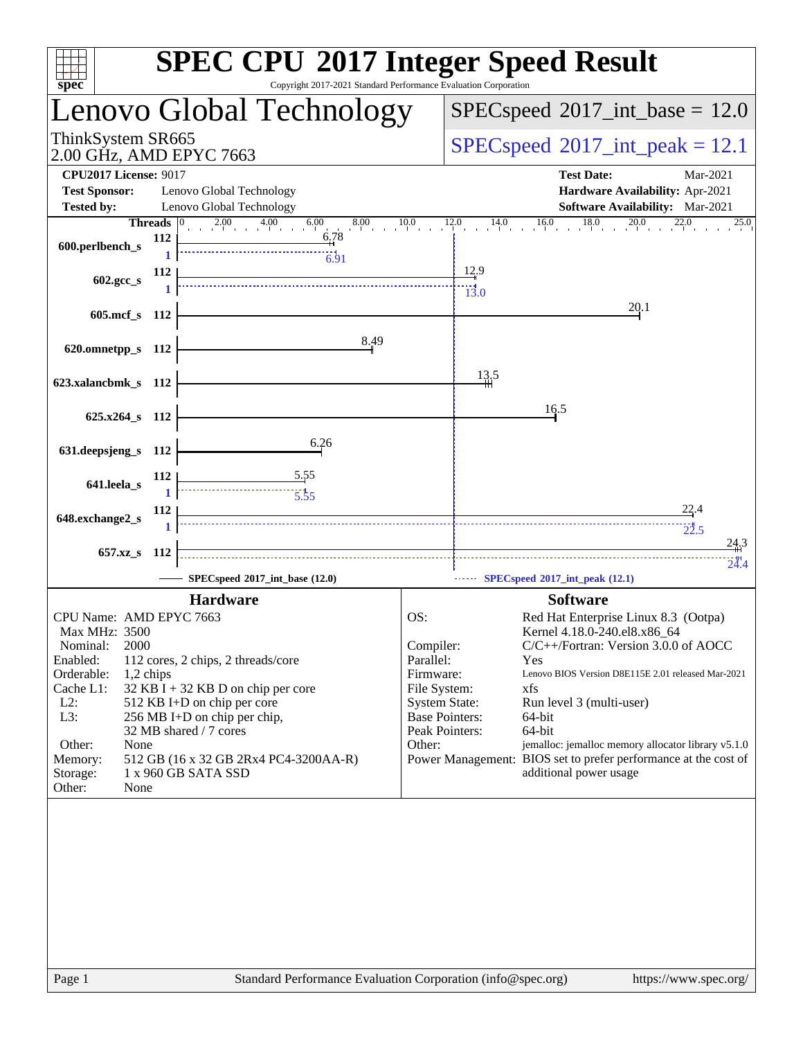# SPEC CPU 2017 Integer Speed Result

Copyright 2017-2021 Standard Performance Evaluation Corporation

## Lenovo Global Technology

ThinkSystem SR665
2.00 GHz, AMD EPYC 7663

SPECspeed 2017_int_base = 12.0

SPECspeed 2017_int_peak = 12.1

| | | | |
|---|---|---|---|
| **CPU2017 License:** | 9017 | **Test Date:** | Mar-2021 |
| **Test Sponsor:** | Lenovo Global Technology | **Hardware Availability:** | Apr-2021 |
| **Tested by:** | Lenovo Global Technology | **Software Availability:** | Mar-2021 |

| Benchmark | Threads (base) | Base | Threads (peak) | Peak |
|---|---|---|---|---|
| 600.perlbench_s | 112 | 6.78 | 1 | 6.91 |
| 602.gcc_s | 112 | 12.9 | 1 | 13.0 |
| 605.mcf_s | 112 | 20.1 | | |
| 620.omnetpp_s | 112 | 8.49 | | |
| 623.xalancbmk_s | 112 | 13.5 | | |
| 625.x264_s | 112 | 16.5 | | |
| 631.deepsjeng_s | 112 | 6.26 | | |
| 641.leela_s | 112 | 5.55 | 1 | 5.55 |
| 648.exchange2_s | 112 | 22.4 | 1 | 22.5 |
| 657.xz_s | 112 | 24.3 | 112 | 24.4 |

SPECspeed 2017_int_base (12.0) — SPECspeed 2017_int_peak (12.1)

### Hardware

| | |
|---|---|
| CPU Name: | AMD EPYC 7663 |
| Max MHz: | 3500 |
| Nominal: | 2000 |
| Enabled: | 112 cores, 2 chips, 2 threads/core |
| Orderable: | 1,2 chips |
| Cache L1: | 32 KB I + 32 KB D on chip per core |
| L2: | 512 KB I+D on chip per core |
| L3: | 256 MB I+D on chip per chip, 32 MB shared / 7 cores |
| Other: | None |
| Memory: | 512 GB (16 x 32 GB 2Rx4 PC4-3200AA-R) |
| Storage: | 1 x 960 GB SATA SSD |
| Other: | None |

### Software

| | |
|---|---|
| OS: | Red Hat Enterprise Linux 8.3 (Ootpa) Kernel 4.18.0-240.el8.x86_64 |
| Compiler: | C/C++/Fortran: Version 3.0.0 of AOCC |
| Parallel: | Yes |
| Firmware: | Lenovo BIOS Version D8E115E 2.01 released Mar-2021 |
| File System: | xfs |
| System State: | Run level 3 (multi-user) |
| Base Pointers: | 64-bit |
| Peak Pointers: | 64-bit |
| Other: | jemalloc: jemalloc memory allocator library v5.1.0 |
| Power Management: | BIOS set to prefer performance at the cost of additional power usage |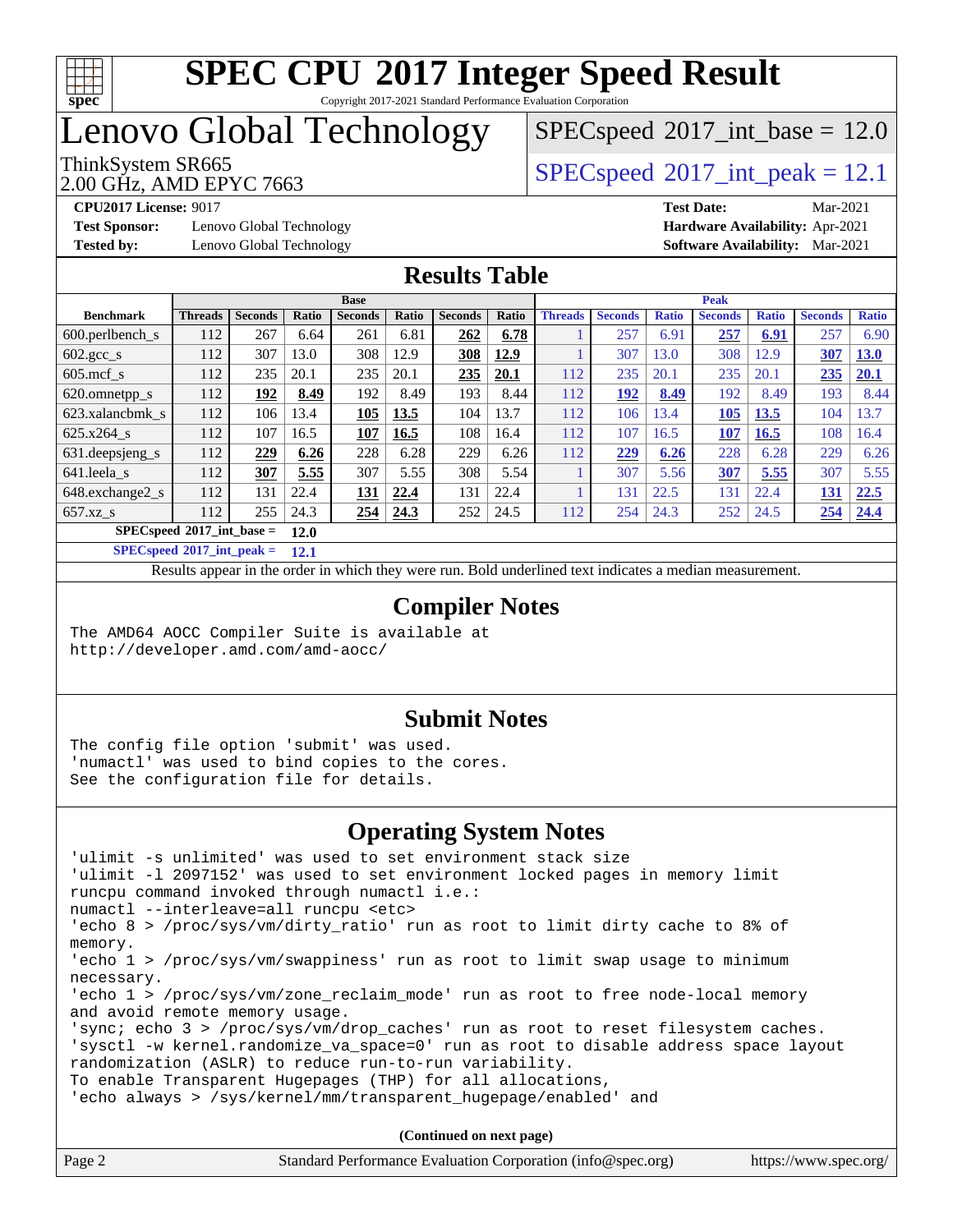# SPEC CPU 2017 Integer Speed Result

Copyright 2017-2021 Standard Performance Evaluation Corporation

# Lenovo Global Technology

ThinkSystem SR665
2.00 GHz, AMD EPYC 7663

SPECspeed 2017_int_base = 12.0

SPECspeed 2017_int_peak = 12.1

**CPU2017 License:** 9017
**Test Sponsor:** Lenovo Global Technology
**Tested by:** Lenovo Global Technology
**Test Date:** Mar-2021
**Hardware Availability:** Apr-2021
**Software Availability:** Mar-2021

## Results Table

| Benchmark | Base | | | | | | | Peak | | | | | | |
|---|---|---|---|---|---|---|---|---|---|---|---|---|---|---|
| | Threads | Seconds | Ratio | Seconds | Ratio | Seconds | Ratio | Threads | Seconds | Ratio | Seconds | Ratio | Seconds | Ratio |
| 600.perlbench_s | 112 | 267 | 6.64 | 261 | 6.81 | **262** | **6.78** | 1 | 257 | 6.91 | **257** | **6.91** | 257 | 6.90 |
| 602.gcc_s | 112 | 307 | 13.0 | 308 | 12.9 | **308** | **12.9** | 1 | 307 | 13.0 | 308 | 12.9 | **307** | **13.0** |
| 605.mcf_s | 112 | 235 | 20.1 | 235 | 20.1 | **235** | **20.1** | 112 | 235 | 20.1 | 235 | 20.1 | **235** | **20.1** |
| 620.omnetpp_s | 112 | **192** | **8.49** | 192 | 8.49 | 193 | 8.44 | 112 | **192** | **8.49** | 192 | 8.49 | 193 | 8.44 |
| 623.xalancbmk_s | 112 | 106 | 13.4 | **105** | **13.5** | 104 | 13.7 | 112 | 106 | 13.4 | **105** | **13.5** | 104 | 13.7 |
| 625.x264_s | 112 | 107 | 16.5 | **107** | **16.5** | 108 | 16.4 | 112 | 107 | 16.5 | **107** | **16.5** | 108 | 16.4 |
| 631.deepsjeng_s | 112 | **229** | **6.26** | 228 | 6.28 | 229 | 6.26 | 112 | **229** | **6.26** | 228 | 6.28 | 229 | 6.26 |
| 641.leela_s | 112 | **307** | **5.55** | 307 | 5.55 | 308 | 5.54 | 1 | 307 | 5.56 | **307** | **5.55** | 307 | 5.55 |
| 648.exchange2_s | 112 | 131 | 22.4 | **131** | **22.4** | 131 | 22.4 | 1 | 131 | 22.5 | 131 | 22.4 | **131** | **22.5** |
| 657.xz_s | 112 | 255 | 24.3 | **254** | **24.3** | 252 | 24.5 | 112 | 254 | 24.3 | 252 | 24.5 | **254** | **24.4** |

**SPECspeed 2017_int_base = 12.0**

**SPECspeed 2017_int_peak = 12.1**

Results appear in the order in which they were run. Bold underlined text indicates a median measurement.

## Compiler Notes

```
The AMD64 AOCC Compiler Suite is available at
http://developer.amd.com/amd-aocc/
```

## Submit Notes

```
The config file option 'submit' was used.
'numactl' was used to bind copies to the cores.
See the configuration file for details.
```

## Operating System Notes

```
'ulimit -s unlimited' was used to set environment stack size
'ulimit -l 2097152' was used to set environment locked pages in memory limit
runcpu command invoked through numactl i.e.:
numactl --interleave=all runcpu <etc>
'echo 8 > /proc/sys/vm/dirty_ratio' run as root to limit dirty cache to 8% of
memory.
'echo 1 > /proc/sys/vm/swappiness' run as root to limit swap usage to minimum
necessary.
'echo 1 > /proc/sys/vm/zone_reclaim_mode' run as root to free node-local memory
and avoid remote memory usage.
'sync; echo 3 > /proc/sys/vm/drop_caches' run as root to reset filesystem caches.
'sysctl -w kernel.randomize_va_space=0' run as root to disable address space layout
randomization (ASLR) to reduce run-to-run variability.
To enable Transparent Hugepages (THP) for all allocations,
'echo always > /sys/kernel/mm/transparent_hugepage/enabled' and
```

(Continued on next page)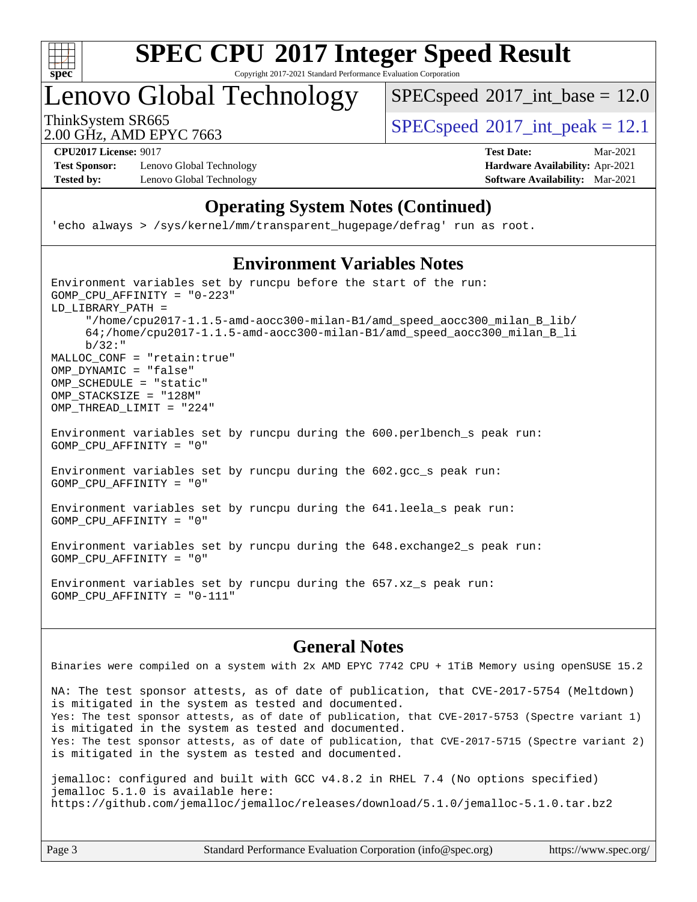## Operating System Notes (Continued)

```
'echo always > /sys/kernel/mm/transparent_hugepage/defrag' run as root.
```

## Environment Variables Notes

```
Environment variables set by runcpu before the start of the run:
GOMP_CPU_AFFINITY = "0-223"
LD_LIBRARY_PATH =
     "/home/cpu2017-1.1.5-amd-aocc300-milan-B1/amd_speed_aocc300_milan_B_lib/
     64;/home/cpu2017-1.1.5-amd-aocc300-milan-B1/amd_speed_aocc300_milan_B_li
     b/32:"
MALLOC_CONF = "retain:true"
OMP_DYNAMIC = "false"
OMP_SCHEDULE = "static"
OMP_STACKSIZE = "128M"
OMP_THREAD_LIMIT = "224"

Environment variables set by runcpu during the 600.perlbench_s peak run:
GOMP_CPU_AFFINITY = "0"

Environment variables set by runcpu during the 602.gcc_s peak run:
GOMP_CPU_AFFINITY = "0"

Environment variables set by runcpu during the 641.leela_s peak run:
GOMP_CPU_AFFINITY = "0"

Environment variables set by runcpu during the 648.exchange2_s peak run:
GOMP_CPU_AFFINITY = "0"

Environment variables set by runcpu during the 657.xz_s peak run:
GOMP_CPU_AFFINITY = "0-111"
```

## General Notes

Binaries were compiled on a system with 2x AMD EPYC 7742 CPU + 1TiB Memory using openSUSE 15.2

NA: The test sponsor attests, as of date of publication, that CVE-2017-5754 (Meltdown) is mitigated in the system as tested and documented.
Yes: The test sponsor attests, as of date of publication, that CVE-2017-5753 (Spectre variant 1) is mitigated in the system as tested and documented.
Yes: The test sponsor attests, as of date of publication, that CVE-2017-5715 (Spectre variant 2) is mitigated in the system as tested and documented.

jemalloc: configured and built with GCC v4.8.2 in RHEL 7.4 (No options specified)
jemalloc 5.1.0 is available here:
https://github.com/jemalloc/jemalloc/releases/download/5.1.0/jemalloc-5.1.0.tar.bz2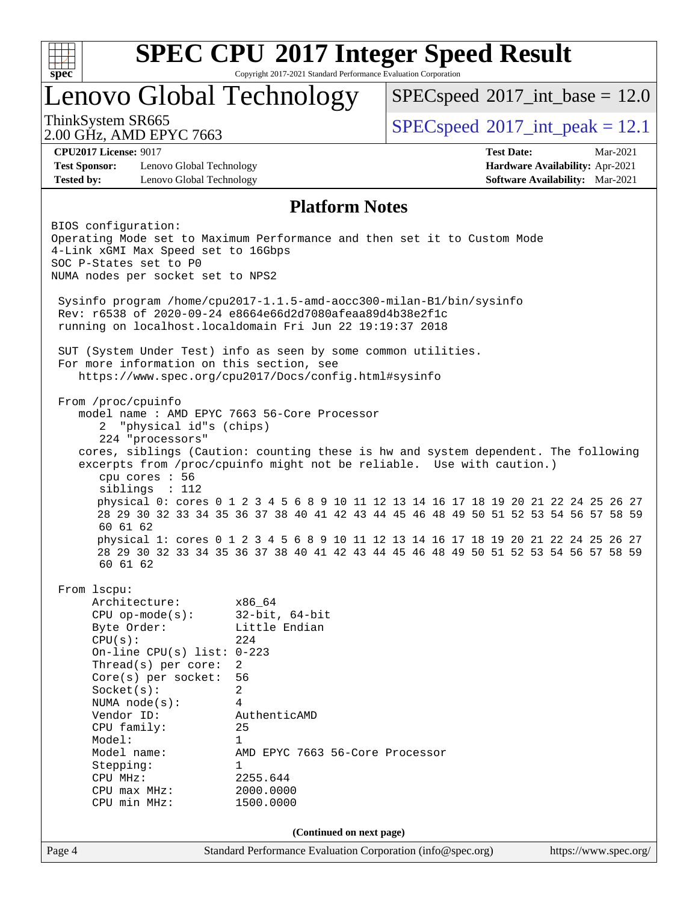# SPEC CPU 2017 Integer Speed Result

Copyright 2017-2021 Standard Performance Evaluation Corporation

## Lenovo Global Technology

ThinkSystem SR665
2.00 GHz, AMD EPYC 7663

SPECspeed 2017_int_base = 12.0

SPECspeed 2017_int_peak = 12.1

**CPU2017 License:** 9017
**Test Sponsor:** Lenovo Global Technology
**Tested by:** Lenovo Global Technology

**Test Date:** Mar-2021
**Hardware Availability:** Apr-2021
**Software Availability:** Mar-2021

### Platform Notes

```
BIOS configuration:
Operating Mode set to Maximum Performance and then set it to Custom Mode
4-Link xGMI Max Speed set to 16Gbps
SOC P-States set to P0
NUMA nodes per socket set to NPS2

 Sysinfo program /home/cpu2017-1.1.5-amd-aocc300-milan-B1/bin/sysinfo
 Rev: r6538 of 2020-09-24 e8664e66d2d7080afeaa89d4b38e2f1c
 running on localhost.localdomain Fri Jun 22 19:19:37 2018

 SUT (System Under Test) info as seen by some common utilities.
 For more information on this section, see
    https://www.spec.org/cpu2017/Docs/config.html#sysinfo

 From /proc/cpuinfo
    model name : AMD EPYC 7663 56-Core Processor
       2  "physical id"s (chips)
       224 "processors"
    cores, siblings (Caution: counting these is hw and system dependent. The following
    excerpts from /proc/cpuinfo might not be reliable.  Use with caution.)
       cpu cores : 56
       siblings  : 112
       physical 0: cores 0 1 2 3 4 5 6 8 9 10 11 12 13 14 16 17 18 19 20 21 22 24 25 26 27
       28 29 30 32 33 34 35 36 37 38 40 41 42 43 44 45 46 48 49 50 51 52 53 54 56 57 58 59
       60 61 62
       physical 1: cores 0 1 2 3 4 5 6 8 9 10 11 12 13 14 16 17 18 19 20 21 22 24 25 26 27
       28 29 30 32 33 34 35 36 37 38 40 41 42 43 44 45 46 48 49 50 51 52 53 54 56 57 58 59
       60 61 62

 From lscpu:
      Architecture:          x86_64
      CPU op-mode(s):        32-bit, 64-bit
      Byte Order:            Little Endian
      CPU(s):                224
      On-line CPU(s) list:   0-223
      Thread(s) per core:    2
      Core(s) per socket:    56
      Socket(s):             2
      NUMA node(s):          4
      Vendor ID:             AuthenticAMD
      CPU family:            25
      Model:                 1
      Model name:            AMD EPYC 7663 56-Core Processor
      Stepping:              1
      CPU MHz:               2255.644
      CPU max MHz:           2000.0000
      CPU min MHz:           1500.0000
```

(Continued on next page)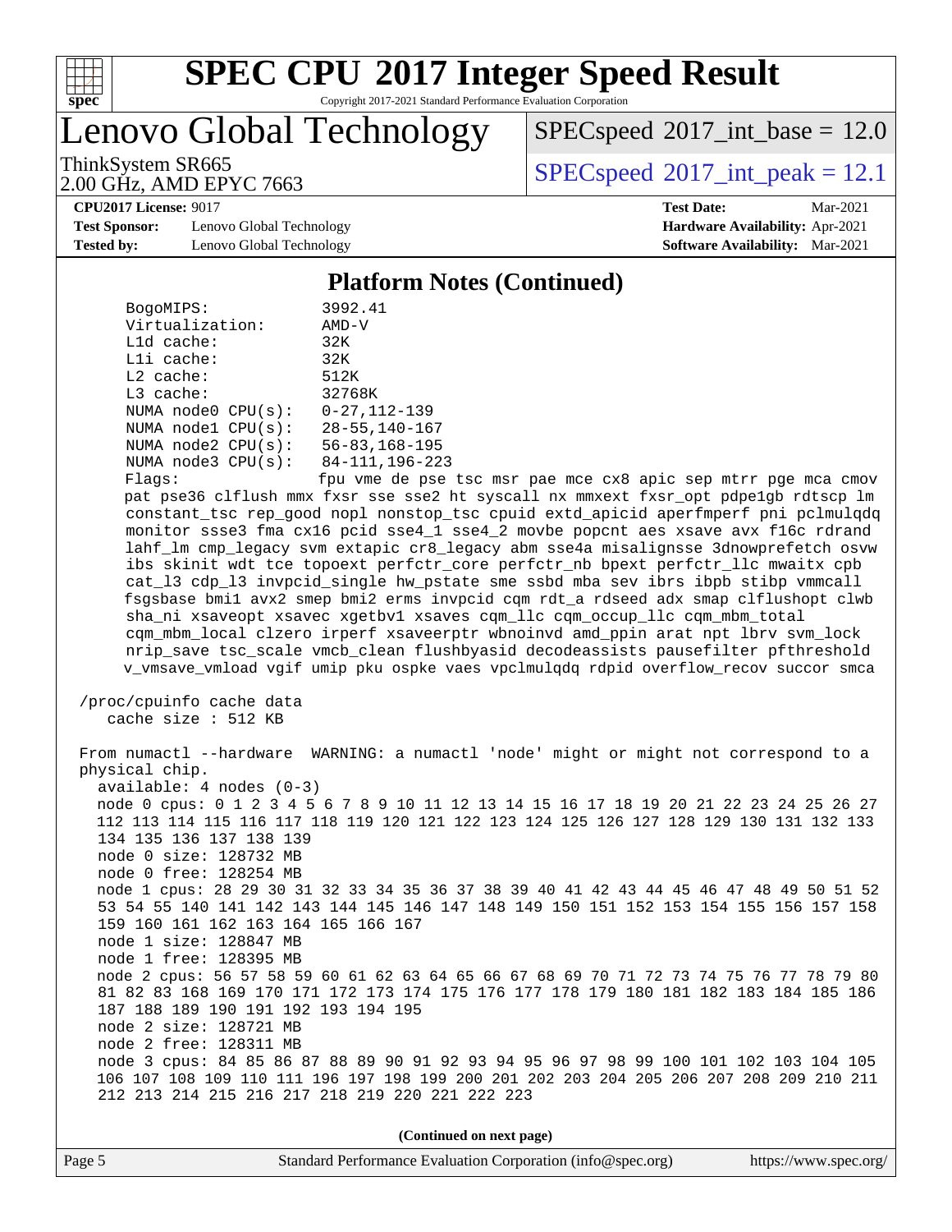## Platform Notes (Continued)

```
    BogoMIPS:              3992.41
    Virtualization:        AMD-V
    L1d cache:             32K
    L1i cache:             32K
    L2 cache:              512K
    L3 cache:              32768K
    NUMA node0 CPU(s):     0-27,112-139
    NUMA node1 CPU(s):     28-55,140-167
    NUMA node2 CPU(s):     56-83,168-195
    NUMA node3 CPU(s):     84-111,196-223
    Flags:                 fpu vme de pse tsc msr pae mce cx8 apic sep mtrr pge mca cmov
    pat pse36 clflush mmx fxsr sse sse2 ht syscall nx mmxext fxsr_opt pdpe1gb rdtscp lm
    constant_tsc rep_good nopl nonstop_tsc cpuid extd_apicid aperfmperf pni pclmulqdq
    monitor ssse3 fma cx16 pcid sse4_1 sse4_2 movbe popcnt aes xsave avx f16c rdrand
    lahf_lm cmp_legacy svm extapic cr8_legacy abm sse4a misalignsse 3dnowprefetch osvw
    ibs skinit wdt tce topoext perfctr_core perfctr_nb bpext perfctr_llc mwaitx cpb
    cat_l3 cdp_l3 invpcid_single hw_pstate sme ssbd mba sev ibrs ibpb stibp vmmcall
    fsgsbase bmi1 avx2 smep bmi2 erms invpcid cqm rdt_a rdseed adx smap clflushopt clwb
    sha_ni xsaveopt xsavec xgetbv1 xsaves cqm_llc cqm_occup_llc cqm_mbm_total
    cqm_mbm_local clzero irperf xsaveerptr wbnoinvd amd_ppin arat npt lbrv svm_lock
    nrip_save tsc_scale vmcb_clean flushbyasid decodeassists pausefilter pfthreshold
    v_vmsave_vmload vgif umip pku ospke vaes vpclmulqdq rdpid overflow_recov succor smca

 /proc/cpuinfo cache data
    cache size : 512 KB

 From numactl --hardware  WARNING: a numactl 'node' might or might not correspond to a
 physical chip.
   available: 4 nodes (0-3)
   node 0 cpus: 0 1 2 3 4 5 6 7 8 9 10 11 12 13 14 15 16 17 18 19 20 21 22 23 24 25 26 27
   112 113 114 115 116 117 118 119 120 121 122 123 124 125 126 127 128 129 130 131 132 133
   134 135 136 137 138 139
   node 0 size: 128732 MB
   node 0 free: 128254 MB
   node 1 cpus: 28 29 30 31 32 33 34 35 36 37 38 39 40 41 42 43 44 45 46 47 48 49 50 51 52
   53 54 55 140 141 142 143 144 145 146 147 148 149 150 151 152 153 154 155 156 157 158
   159 160 161 162 163 164 165 166 167
   node 1 size: 128847 MB
   node 1 free: 128395 MB
   node 2 cpus: 56 57 58 59 60 61 62 63 64 65 66 67 68 69 70 71 72 73 74 75 76 77 78 79 80
   81 82 83 168 169 170 171 172 173 174 175 176 177 178 179 180 181 182 183 184 185 186
   187 188 189 190 191 192 193 194 195
   node 2 size: 128721 MB
   node 2 free: 128311 MB
   node 3 cpus: 84 85 86 87 88 89 90 91 92 93 94 95 96 97 98 99 100 101 102 103 104 105
   106 107 108 109 110 111 196 197 198 199 200 201 202 203 204 205 206 207 208 209 210 211
   212 213 214 215 216 217 218 219 220 221 222 223
```

(Continued on next page)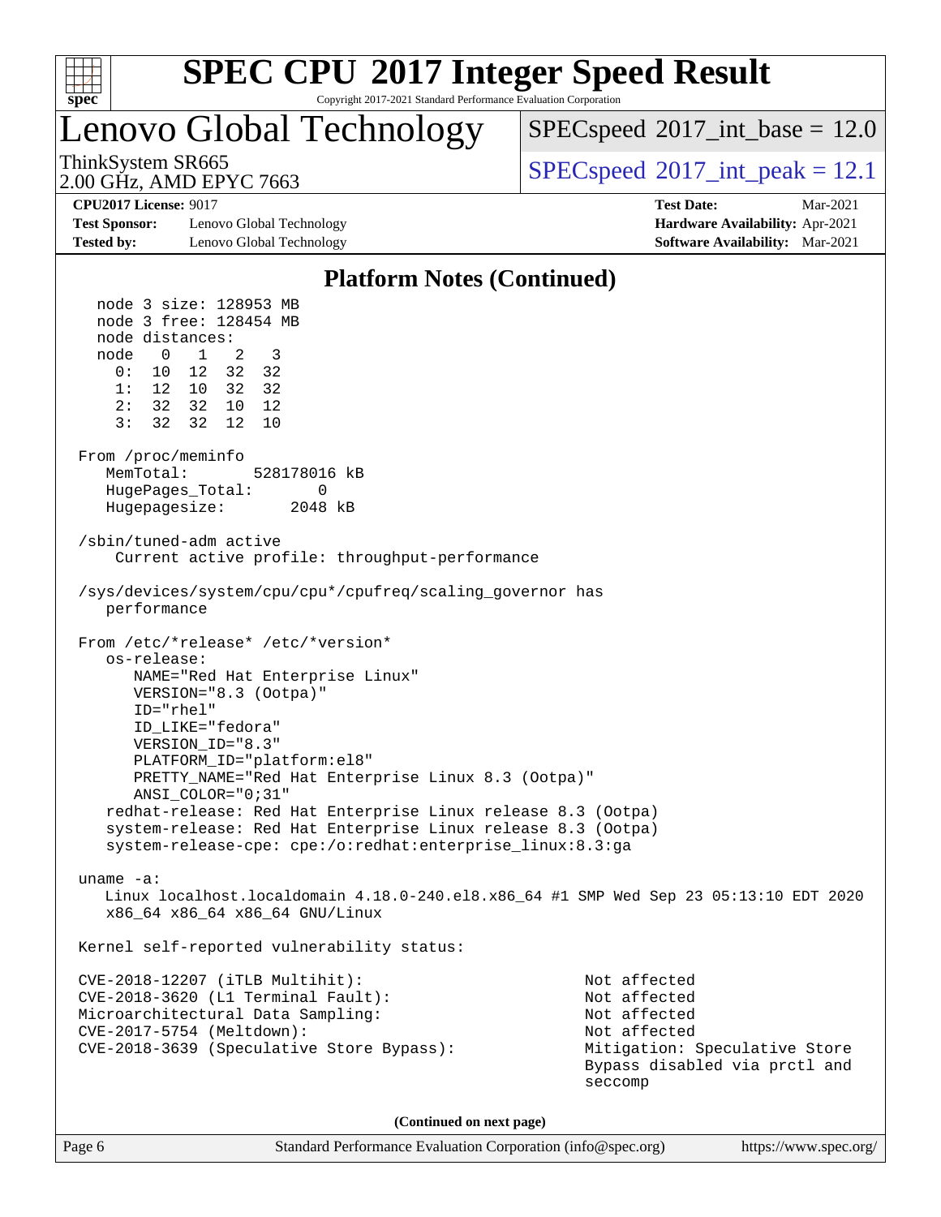# Lenovo Global Technology

ThinkSystem SR665
2.00 GHz, AMD EPYC 7663

SPECspeed 2017_int_base = 12.0

SPECspeed 2017_int_peak = 12.1

**CPU2017 License:** 9017
**Test Sponsor:** Lenovo Global Technology
**Tested by:** Lenovo Global Technology

**Test Date:** Mar-2021
**Hardware Availability:** Apr-2021
**Software Availability:** Mar-2021

## Platform Notes (Continued)

```
    node 3 size: 128953 MB
    node 3 free: 128454 MB
    node distances:
    node   0   1   2   3
      0:  10  12  32  32
      1:  12  10  32  32
      2:  32  32  10  12
      3:  32  32  12  10

  From /proc/meminfo
     MemTotal:       528178016 kB
     HugePages_Total:       0
     Hugepagesize:       2048 kB

  /sbin/tuned-adm active
      Current active profile: throughput-performance

  /sys/devices/system/cpu/cpu*/cpufreq/scaling_governor has
     performance

  From /etc/*release* /etc/*version*
     os-release:
        NAME="Red Hat Enterprise Linux"
        VERSION="8.3 (Ootpa)"
        ID="rhel"
        ID_LIKE="fedora"
        VERSION_ID="8.3"
        PLATFORM_ID="platform:el8"
        PRETTY_NAME="Red Hat Enterprise Linux 8.3 (Ootpa)"
        ANSI_COLOR="0;31"
     redhat-release: Red Hat Enterprise Linux release 8.3 (Ootpa)
     system-release: Red Hat Enterprise Linux release 8.3 (Ootpa)
     system-release-cpe: cpe:/o:redhat:enterprise_linux:8.3:ga

  uname -a:
     Linux localhost.localdomain 4.18.0-240.el8.x86_64 #1 SMP Wed Sep 23 05:13:10 EDT 2020
     x86_64 x86_64 x86_64 GNU/Linux

  Kernel self-reported vulnerability status:

  CVE-2018-12207 (iTLB Multihit):                          Not affected
  CVE-2018-3620 (L1 Terminal Fault):                       Not affected
  Microarchitectural Data Sampling:                        Not affected
  CVE-2017-5754 (Meltdown):                                Not affected
  CVE-2018-3639 (Speculative Store Bypass):                Mitigation: Speculative Store
                                                           Bypass disabled via prctl and
                                                           seccomp
```

**(Continued on next page)**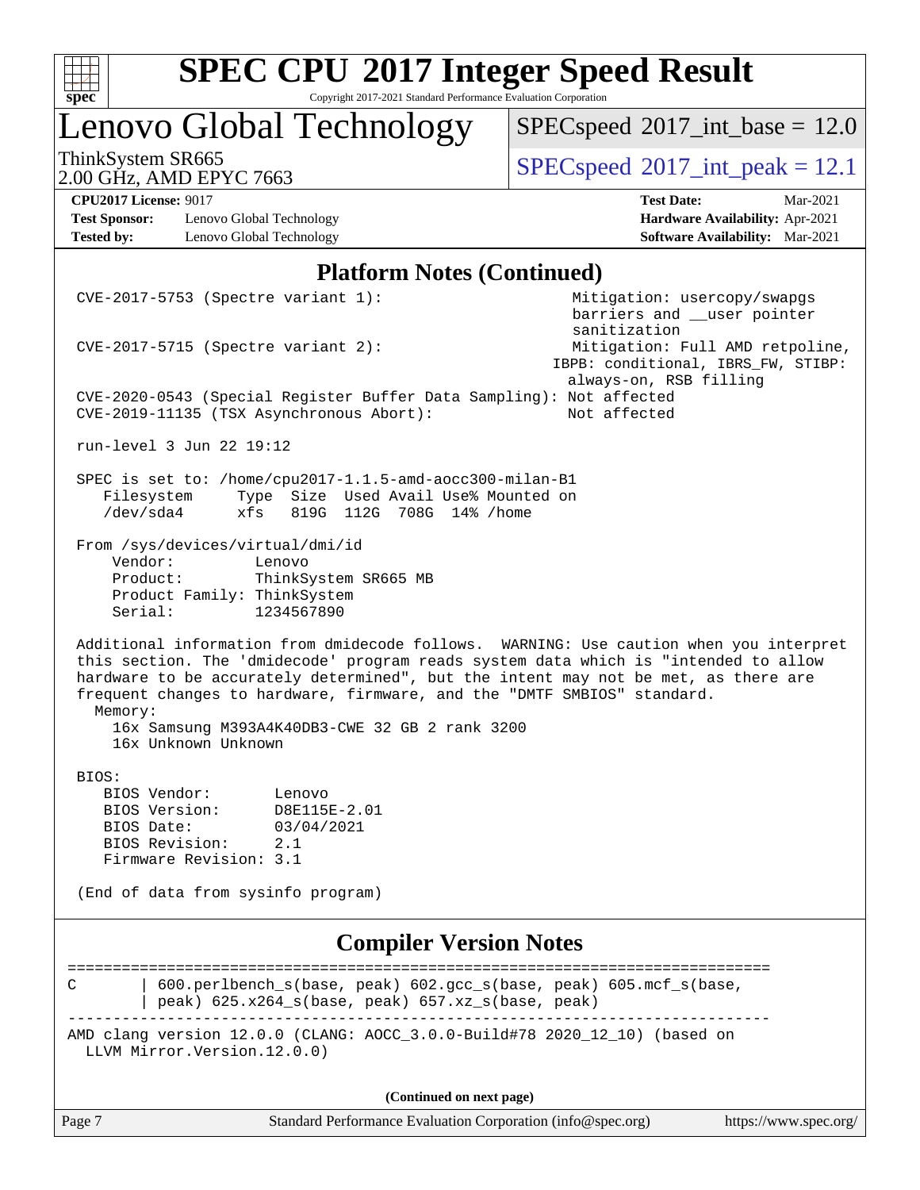# SPEC CPU 2017 Integer Speed Result

Copyright 2017-2021 Standard Performance Evaluation Corporation

# Lenovo Global Technology

ThinkSystem SR665
2.00 GHz, AMD EPYC 7663

SPECspeed 2017_int_base = 12.0

SPECspeed 2017_int_peak = 12.1

**CPU2017 License:** 9017
**Test Sponsor:** Lenovo Global Technology
**Tested by:** Lenovo Global Technology

**Test Date:** Mar-2021
**Hardware Availability:** Apr-2021
**Software Availability:** Mar-2021

## Platform Notes (Continued)

```
 CVE-2017-5753 (Spectre variant 1):                         Mitigation: usercopy/swapgs
                                                              barriers and __user pointer
                                                              sanitization
 CVE-2017-5715 (Spectre variant 2):                         Mitigation: Full AMD retpoline,
                                                            IBPB: conditional, IBRS_FW, STIBP:
                                                              always-on, RSB filling
 CVE-2020-0543 (Special Register Buffer Data Sampling): Not affected
 CVE-2019-11135 (TSX Asynchronous Abort):                   Not affected

 run-level 3 Jun 22 19:12

 SPEC is set to: /home/cpu2017-1.1.5-amd-aocc300-milan-B1
    Filesystem     Type  Size  Used Avail Use% Mounted on
    /dev/sda4      xfs   819G  112G  708G  14% /home

 From /sys/devices/virtual/dmi/id
     Vendor:         Lenovo
     Product:        ThinkSystem SR665 MB
     Product Family: ThinkSystem
     Serial:         1234567890

 Additional information from dmidecode follows.  WARNING: Use caution when you interpret
 this section. The 'dmidecode' program reads system data which is "intended to allow
 hardware to be accurately determined", but the intent may not be met, as there are
 frequent changes to hardware, firmware, and the "DMTF SMBIOS" standard.
   Memory:
     16x Samsung M393A4K40DB3-CWE 32 GB 2 rank 3200
     16x Unknown Unknown

 BIOS:
    BIOS Vendor:       Lenovo
    BIOS Version:      D8E115E-2.01
    BIOS Date:         03/04/2021
    BIOS Revision:     2.1
    Firmware Revision: 3.1

 (End of data from sysinfo program)
```

## Compiler Version Notes

```
==============================================================================
C       | 600.perlbench_s(base, peak) 602.gcc_s(base, peak) 605.mcf_s(base,
        | peak) 625.x264_s(base, peak) 657.xz_s(base, peak)
------------------------------------------------------------------------------
AMD clang version 12.0.0 (CLANG: AOCC_3.0.0-Build#78 2020_12_10) (based on
  LLVM Mirror.Version.12.0.0)
```

**(Continued on next page)**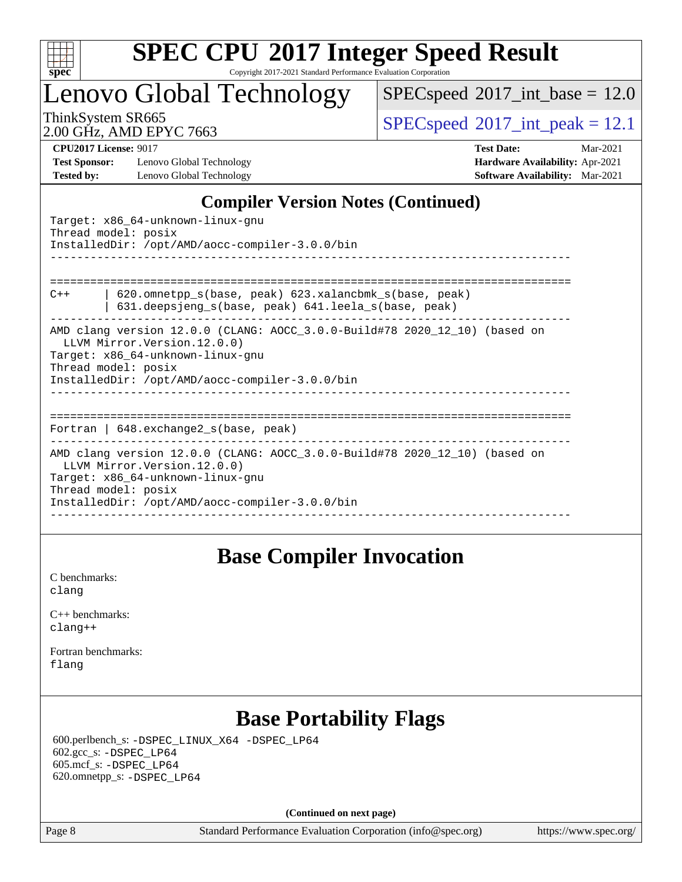## Compiler Version Notes (Continued)

```
Target: x86_64-unknown-linux-gnu
Thread model: posix
InstalledDir: /opt/AMD/aocc-compiler-3.0.0/bin
------------------------------------------------------------------------------

==============================================================================
C++      | 620.omnetpp_s(base, peak) 623.xalancbmk_s(base, peak)
         | 631.deepsjeng_s(base, peak) 641.leela_s(base, peak)
------------------------------------------------------------------------------
AMD clang version 12.0.0 (CLANG: AOCC_3.0.0-Build#78 2020_12_10) (based on
  LLVM Mirror.Version.12.0.0)
Target: x86_64-unknown-linux-gnu
Thread model: posix
InstalledDir: /opt/AMD/aocc-compiler-3.0.0/bin
------------------------------------------------------------------------------

==============================================================================
Fortran | 648.exchange2_s(base, peak)
------------------------------------------------------------------------------
AMD clang version 12.0.0 (CLANG: AOCC_3.0.0-Build#78 2020_12_10) (based on
  LLVM Mirror.Version.12.0.0)
Target: x86_64-unknown-linux-gnu
Thread model: posix
InstalledDir: /opt/AMD/aocc-compiler-3.0.0/bin
------------------------------------------------------------------------------
```

## Base Compiler Invocation

C benchmarks:
`clang`

C++ benchmarks:
`clang++`

Fortran benchmarks:
`flang`

## Base Portability Flags

600.perlbench_s: `-DSPEC_LINUX_X64 -DSPEC_LP64`
602.gcc_s: `-DSPEC_LP64`
605.mcf_s: `-DSPEC_LP64`
620.omnetpp_s: `-DSPEC_LP64`

**(Continued on next page)**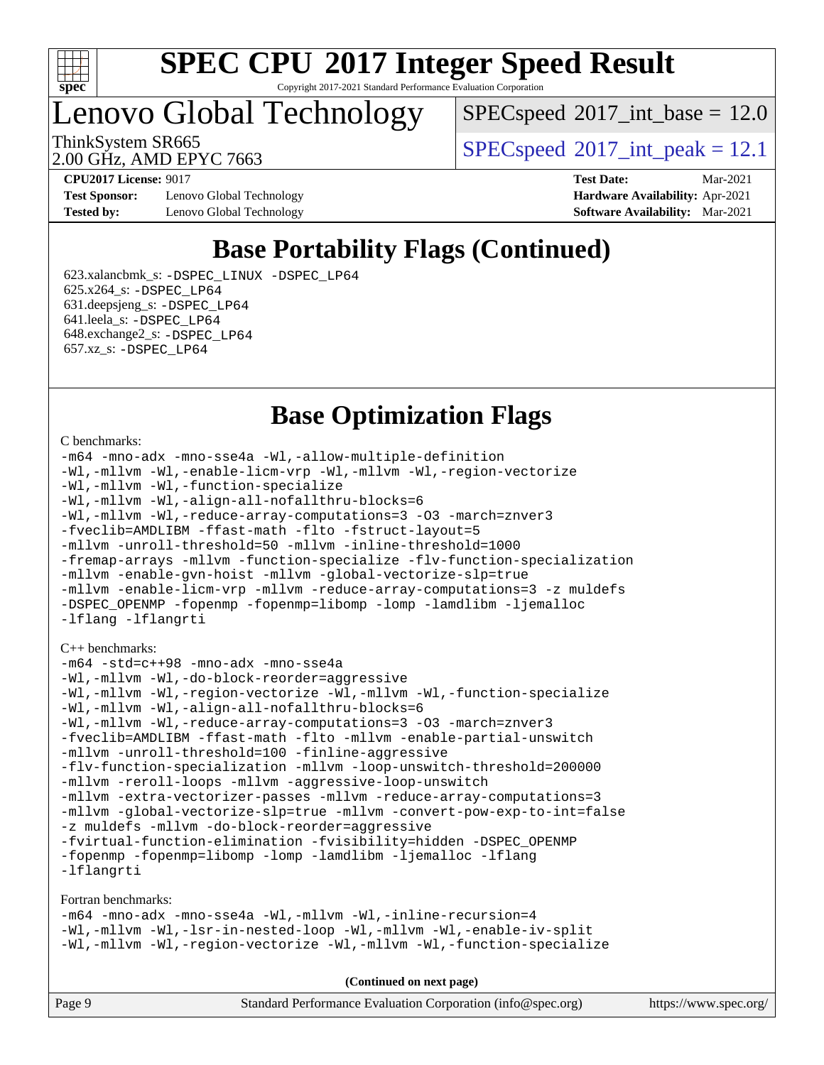# Lenovo Global Technology

ThinkSystem SR665
2.00 GHz, AMD EPYC 7663

SPECspeed 2017_int_base = 12.0
SPECspeed 2017_int_peak = 12.1

**CPU2017 License:** 9017
**Test Sponsor:** Lenovo Global Technology
**Tested by:** Lenovo Global Technology
**Test Date:** Mar-2021
**Hardware Availability:** Apr-2021
**Software Availability:** Mar-2021

## Base Portability Flags (Continued)

623.xalancbmk_s: `-DSPEC_LINUX -DSPEC_LP64`
625.x264_s: `-DSPEC_LP64`
631.deepsjeng_s: `-DSPEC_LP64`
641.leela_s: `-DSPEC_LP64`
648.exchange2_s: `-DSPEC_LP64`
657.xz_s: `-DSPEC_LP64`

## Base Optimization Flags

C benchmarks:

```
-m64 -mno-adx -mno-sse4a -Wl,-allow-multiple-definition
-Wl,-mllvm -Wl,-enable-licm-vrp -Wl,-mllvm -Wl,-region-vectorize
-Wl,-mllvm -Wl,-function-specialize
-Wl,-mllvm -Wl,-align-all-nofallthru-blocks=6
-Wl,-mllvm -Wl,-reduce-array-computations=3 -O3 -march=znver3
-fveclib=AMDLIBM -ffast-math -flto -fstruct-layout=5
-mllvm -unroll-threshold=50 -mllvm -inline-threshold=1000
-fremap-arrays -mllvm -function-specialize -flv-function-specialization
-mllvm -enable-gvn-hoist -mllvm -global-vectorize-slp=true
-mllvm -enable-licm-vrp -mllvm -reduce-array-computations=3 -z muldefs
-DSPEC_OPENMP -fopenmp -fopenmp=libomp -lomp -lamdlibm -ljemalloc
-lflang -lflangrti
```

C++ benchmarks:

```
-m64 -std=c++98 -mno-adx -mno-sse4a
-Wl,-mllvm -Wl,-do-block-reorder=aggressive
-Wl,-mllvm -Wl,-region-vectorize -Wl,-mllvm -Wl,-function-specialize
-Wl,-mllvm -Wl,-align-all-nofallthru-blocks=6
-Wl,-mllvm -Wl,-reduce-array-computations=3 -O3 -march=znver3
-fveclib=AMDLIBM -ffast-math -flto -mllvm -enable-partial-unswitch
-mllvm -unroll-threshold=100 -finline-aggressive
-flv-function-specialization -mllvm -loop-unswitch-threshold=200000
-mllvm -reroll-loops -mllvm -aggressive-loop-unswitch
-mllvm -extra-vectorizer-passes -mllvm -reduce-array-computations=3
-mllvm -global-vectorize-slp=true -mllvm -convert-pow-exp-to-int=false
-z muldefs -mllvm -do-block-reorder=aggressive
-fvirtual-function-elimination -fvisibility=hidden -DSPEC_OPENMP
-fopenmp -fopenmp=libomp -lomp -lamdlibm -ljemalloc -lflang
-lflangrti
```

Fortran benchmarks:

```
-m64 -mno-adx -mno-sse4a -Wl,-mllvm -Wl,-inline-recursion=4
-Wl,-mllvm -Wl,-lsr-in-nested-loop -Wl,-mllvm -Wl,-enable-iv-split
-Wl,-mllvm -Wl,-region-vectorize -Wl,-mllvm -Wl,-function-specialize
```

**(Continued on next page)**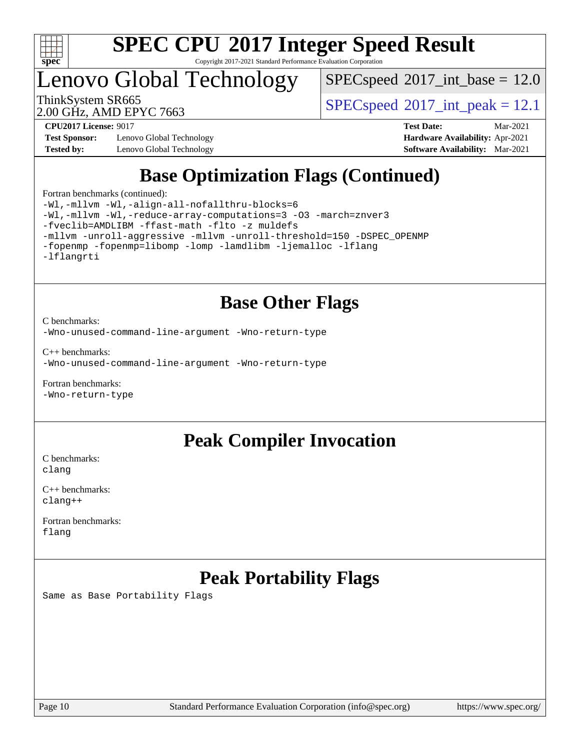# Lenovo Global Technology

ThinkSystem SR665
2.00 GHz, AMD EPYC 7663

SPECspeed 2017_int_base = 12.0

SPECspeed 2017_int_peak = 12.1

**CPU2017 License:** 9017
**Test Sponsor:** Lenovo Global Technology
**Tested by:** Lenovo Global Technology

**Test Date:** Mar-2021
**Hardware Availability:** Apr-2021
**Software Availability:** Mar-2021

## Base Optimization Flags (Continued)

Fortran benchmarks (continued):

```
-Wl,-mllvm -Wl,-align-all-nofallthru-blocks=6
-Wl,-mllvm -Wl,-reduce-array-computations=3 -O3 -march=znver3
-fveclib=AMDLIBM -ffast-math -flto -z muldefs
-mllvm -unroll-aggressive -mllvm -unroll-threshold=150 -DSPEC_OPENMP
-fopenmp -fopenmp=libomp -lomp -lamdlibm -ljemalloc -lflang
-lflangrti
```

## Base Other Flags

C benchmarks:

```
-Wno-unused-command-line-argument -Wno-return-type
```

C++ benchmarks:

```
-Wno-unused-command-line-argument -Wno-return-type
```

Fortran benchmarks:

```
-Wno-return-type
```

## Peak Compiler Invocation

C benchmarks:

```
clang
```

C++ benchmarks:

```
clang++
```

Fortran benchmarks:

```
flang
```

## Peak Portability Flags

Same as Base Portability Flags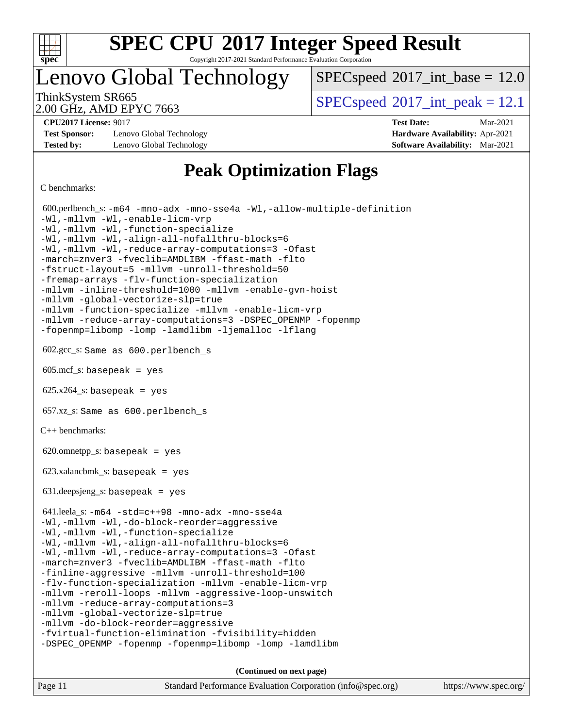# Peak Optimization Flags

C benchmarks:

600.perlbench_s: -m64 -mno-adx -mno-sse4a -Wl,-allow-multiple-definition
-Wl,-mllvm -Wl,-enable-licm-vrp
-Wl,-mllvm -Wl,-function-specialize
-Wl,-mllvm -Wl,-align-all-nofallthru-blocks=6
-Wl,-mllvm -Wl,-reduce-array-computations=3 -Ofast
-march=znver3 -fveclib=AMDLIBM -ffast-math -flto
-fstruct-layout=5 -mllvm -unroll-threshold=50
-fremap-arrays -flv-function-specialization
-mllvm -inline-threshold=1000 -mllvm -enable-gvn-hoist
-mllvm -global-vectorize-slp=true
-mllvm -function-specialize -mllvm -enable-licm-vrp
-mllvm -reduce-array-computations=3 -DSPEC_OPENMP -fopenmp
-fopenmp=libomp -lomp -lamdlibm -ljemalloc -lflang

602.gcc_s: Same as 600.perlbench_s

605.mcf_s: basepeak = yes

625.x264_s: basepeak = yes

657.xz_s: Same as 600.perlbench_s

C++ benchmarks:

620.omnetpp_s: basepeak = yes

623.xalancbmk_s: basepeak = yes

631.deepsjeng_s: basepeak = yes

641.leela_s: -m64 -std=c++98 -mno-adx -mno-sse4a
-Wl,-mllvm -Wl,-do-block-reorder=aggressive
-Wl,-mllvm -Wl,-function-specialize
-Wl,-mllvm -Wl,-align-all-nofallthru-blocks=6
-Wl,-mllvm -Wl,-reduce-array-computations=3 -Ofast
-march=znver3 -fveclib=AMDLIBM -ffast-math -flto
-finline-aggressive -mllvm -unroll-threshold=100
-flv-function-specialization -mllvm -enable-licm-vrp
-mllvm -reroll-loops -mllvm -aggressive-loop-unswitch
-mllvm -reduce-array-computations=3
-mllvm -global-vectorize-slp=true
-mllvm -do-block-reorder=aggressive
-fvirtual-function-elimination -fvisibility=hidden
-DSPEC_OPENMP -fopenmp -fopenmp=libomp -lomp -lamdlibm

(Continued on next page)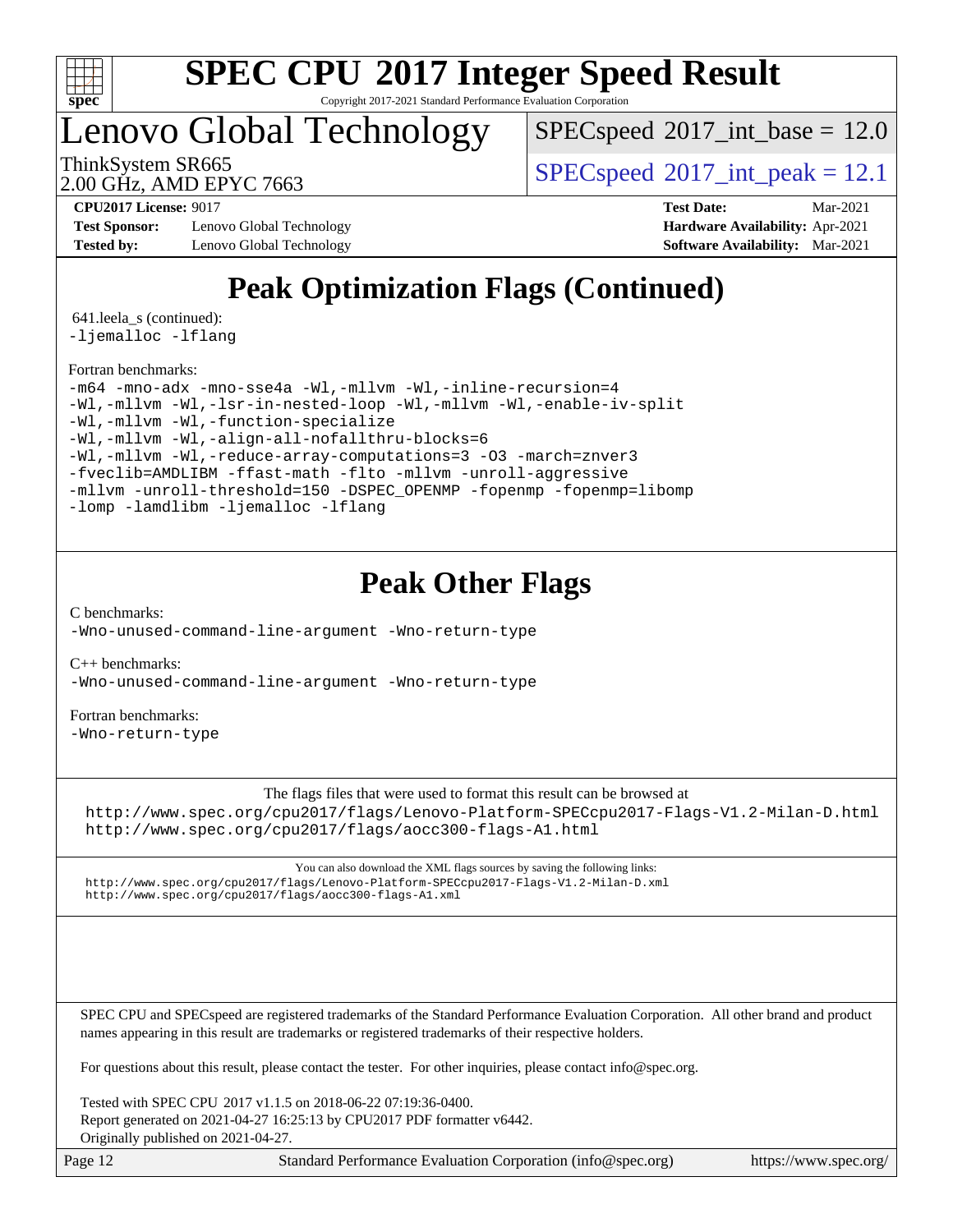# Peak Optimization Flags (Continued)

641.leela_s (continued):
```
-ljemalloc -lflang
```

Fortran benchmarks:
```
-m64 -mno-adx -mno-sse4a -Wl,-mllvm -Wl,-inline-recursion=4
-Wl,-mllvm -Wl,-lsr-in-nested-loop -Wl,-mllvm -Wl,-enable-iv-split
-Wl,-mllvm -Wl,-function-specialize
-Wl,-mllvm -Wl,-align-all-nofallthru-blocks=6
-Wl,-mllvm -Wl,-reduce-array-computations=3 -O3 -march=znver3
-fveclib=AMDLIBM -ffast-math -flto -mllvm -unroll-aggressive
-mllvm -unroll-threshold=150 -DSPEC_OPENMP -fopenmp -fopenmp=libomp
-lomp -lamdlibm -ljemalloc -lflang
```

# Peak Other Flags

C benchmarks:
```
-Wno-unused-command-line-argument -Wno-return-type
```

C++ benchmarks:
```
-Wno-unused-command-line-argument -Wno-return-type
```

Fortran benchmarks:
```
-Wno-return-type
```

The flags files that were used to format this result can be browsed at
http://www.spec.org/cpu2017/flags/Lenovo-Platform-SPECcpu2017-Flags-V1.2-Milan-D.html
http://www.spec.org/cpu2017/flags/aocc300-flags-A1.html

You can also download the XML flags sources by saving the following links:
http://www.spec.org/cpu2017/flags/Lenovo-Platform-SPECcpu2017-Flags-V1.2-Milan-D.xml
http://www.spec.org/cpu2017/flags/aocc300-flags-A1.xml

SPEC CPU and SPECspeed are registered trademarks of the Standard Performance Evaluation Corporation. All other brand and product names appearing in this result are trademarks or registered trademarks of their respective holders.

For questions about this result, please contact the tester. For other inquiries, please contact info@spec.org.

Tested with SPEC CPU 2017 v1.1.5 on 2018-06-22 07:19:36-0400.
Report generated on 2021-04-27 16:25:13 by CPU2017 PDF formatter v6442.
Originally published on 2021-04-27.